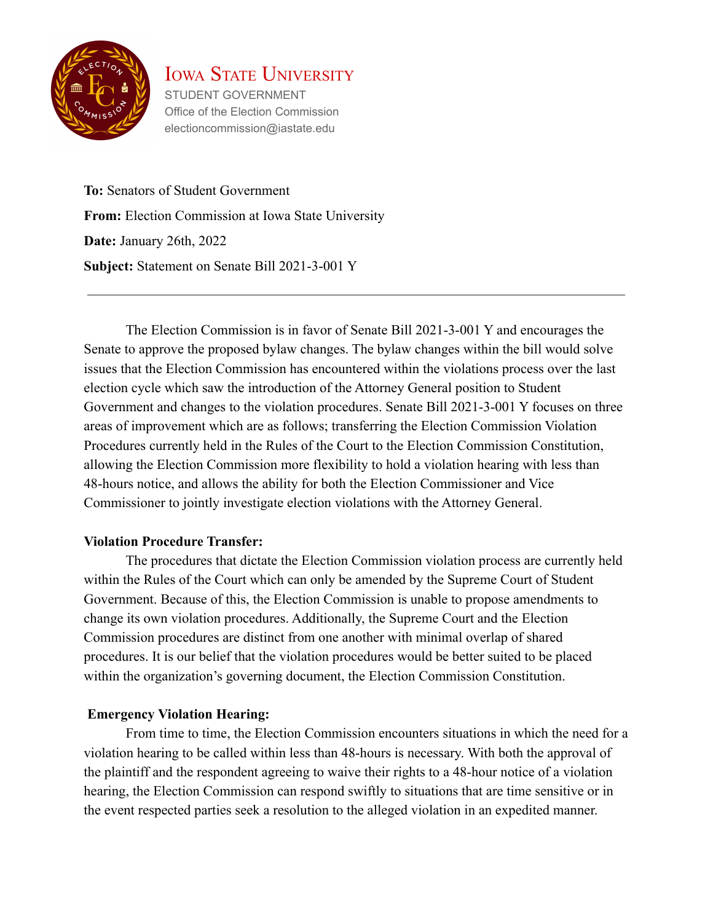Iowa State University

STUDENT GOVERNMENT

Office of the Election Commission

electioncommission@iastate.edu

**To:** Senators of Student Government

**From:** Election Commission at Iowa State University

**Date:** January 26th, 2022

**Subject:** Statement on Senate Bill 2021-3-001 Y

---

The Election Commission is in favor of Senate Bill 2021-3-001 Y and encourages the Senate to approve the proposed bylaw changes. The bylaw changes within the bill would solve issues that the Election Commission has encountered within the violations process over the last election cycle which saw the introduction of the Attorney General position to Student Government and changes to the violation procedures. Senate Bill 2021-3-001 Y focuses on three areas of improvement which are as follows; transferring the Election Commission Violation Procedures currently held in the Rules of the Court to the Election Commission Constitution, allowing the Election Commission more flexibility to hold a violation hearing with less than 48-hours notice, and allows the ability for both the Election Commissioner and Vice Commissioner to jointly investigate election violations with the Attorney General.

**Violation Procedure Transfer:**

The procedures that dictate the Election Commission violation process are currently held within the Rules of the Court which can only be amended by the Supreme Court of Student Government. Because of this, the Election Commission is unable to propose amendments to change its own violation procedures. Additionally, the Supreme Court and the Election Commission procedures are distinct from one another with minimal overlap of shared procedures. It is our belief that the violation procedures would be better suited to be placed within the organization's governing document, the Election Commission Constitution.

**Emergency Violation Hearing:**

From time to time, the Election Commission encounters situations in which the need for a violation hearing to be called within less than 48-hours is necessary. With both the approval of the plaintiff and the respondent agreeing to waive their rights to a 48-hour notice of a violation hearing, the Election Commission can respond swiftly to situations that are time sensitive or in the event respected parties seek a resolution to the alleged violation in an expedited manner.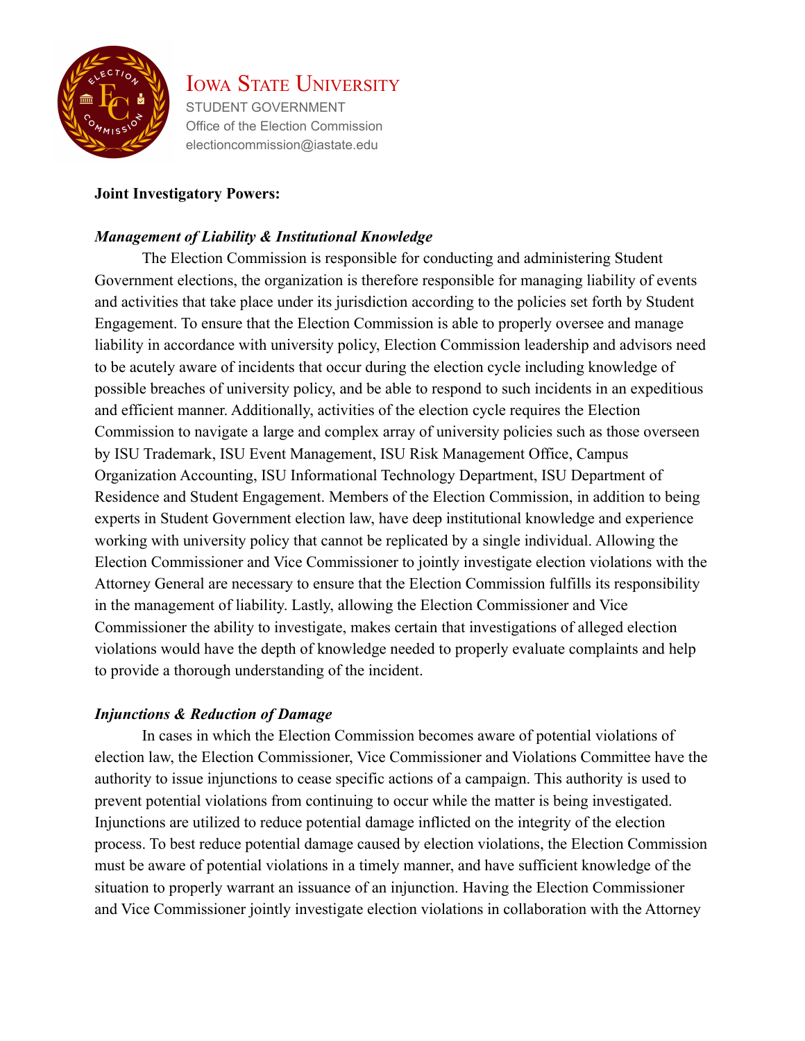**Joint Investigatory Powers:**

***Management of Liability & Institutional Knowledge***

The Election Commission is responsible for conducting and administering Student Government elections, the organization is therefore responsible for managing liability of events and activities that take place under its jurisdiction according to the policies set forth by Student Engagement. To ensure that the Election Commission is able to properly oversee and manage liability in accordance with university policy, Election Commission leadership and advisors need to be acutely aware of incidents that occur during the election cycle including knowledge of possible breaches of university policy, and be able to respond to such incidents in an expeditious and efficient manner. Additionally, activities of the election cycle requires the Election Commission to navigate a large and complex array of university policies such as those overseen by ISU Trademark, ISU Event Management, ISU Risk Management Office, Campus Organization Accounting, ISU Informational Technology Department, ISU Department of Residence and Student Engagement. Members of the Election Commission, in addition to being experts in Student Government election law, have deep institutional knowledge and experience working with university policy that cannot be replicated by a single individual. Allowing the Election Commissioner and Vice Commissioner to jointly investigate election violations with the Attorney General are necessary to ensure that the Election Commission fulfills its responsibility in the management of liability. Lastly, allowing the Election Commissioner and Vice Commissioner the ability to investigate, makes certain that investigations of alleged election violations would have the depth of knowledge needed to properly evaluate complaints and help to provide a thorough understanding of the incident.

***Injunctions & Reduction of Damage***

In cases in which the Election Commission becomes aware of potential violations of election law, the Election Commissioner, Vice Commissioner and Violations Committee have the authority to issue injunctions to cease specific actions of a campaign. This authority is used to prevent potential violations from continuing to occur while the matter is being investigated. Injunctions are utilized to reduce potential damage inflicted on the integrity of the election process. To best reduce potential damage caused by election violations, the Election Commission must be aware of potential violations in a timely manner, and have sufficient knowledge of the situation to properly warrant an issuance of an injunction. Having the Election Commissioner and Vice Commissioner jointly investigate election violations in collaboration with the Attorney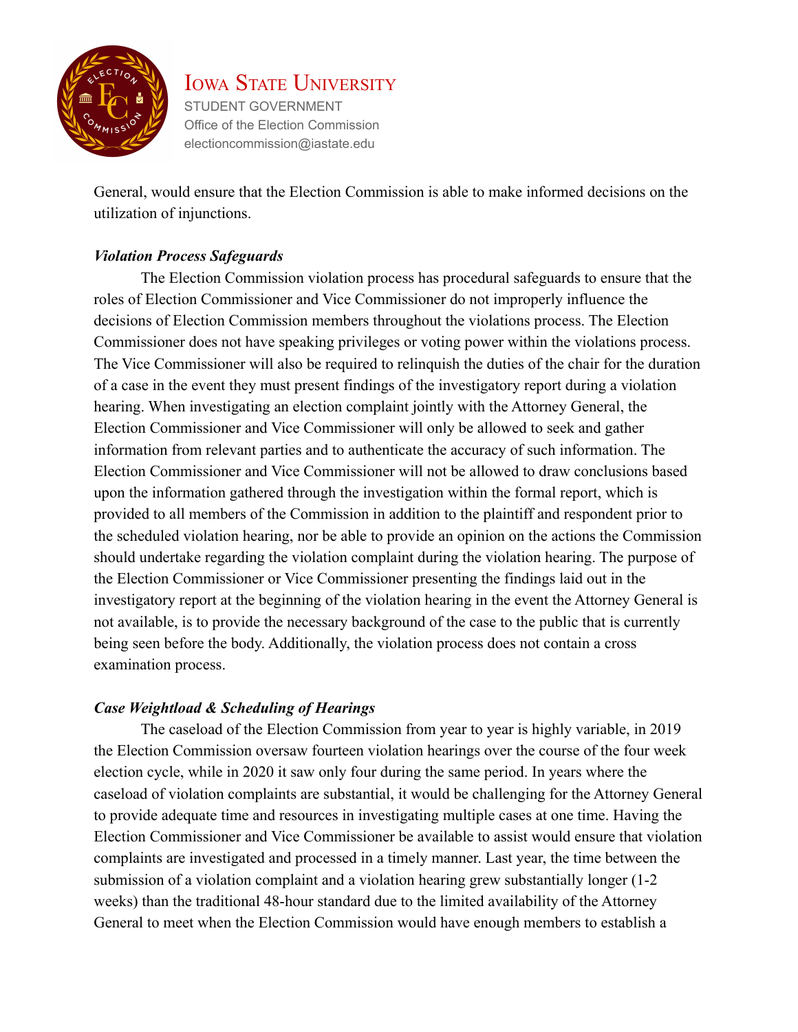General, would ensure that the Election Commission is able to make informed decisions on the utilization of injunctions.

***Violation Process Safeguards***

The Election Commission violation process has procedural safeguards to ensure that the roles of Election Commissioner and Vice Commissioner do not improperly influence the decisions of Election Commission members throughout the violations process. The Election Commissioner does not have speaking privileges or voting power within the violations process. The Vice Commissioner will also be required to relinquish the duties of the chair for the duration of a case in the event they must present findings of the investigatory report during a violation hearing. When investigating an election complaint jointly with the Attorney General, the Election Commissioner and Vice Commissioner will only be allowed to seek and gather information from relevant parties and to authenticate the accuracy of such information. The Election Commissioner and Vice Commissioner will not be allowed to draw conclusions based upon the information gathered through the investigation within the formal report, which is provided to all members of the Commission in addition to the plaintiff and respondent prior to the scheduled violation hearing, nor be able to provide an opinion on the actions the Commission should undertake regarding the violation complaint during the violation hearing. The purpose of the Election Commissioner or Vice Commissioner presenting the findings laid out in the investigatory report at the beginning of the violation hearing in the event the Attorney General is not available, is to provide the necessary background of the case to the public that is currently being seen before the body. Additionally, the violation process does not contain a cross examination process.

***Case Weightload & Scheduling of Hearings***

The caseload of the Election Commission from year to year is highly variable, in 2019 the Election Commission oversaw fourteen violation hearings over the course of the four week election cycle, while in 2020 it saw only four during the same period. In years where the caseload of violation complaints are substantial, it would be challenging for the Attorney General to provide adequate time and resources in investigating multiple cases at one time. Having the Election Commissioner and Vice Commissioner be available to assist would ensure that violation complaints are investigated and processed in a timely manner. Last year, the time between the submission of a violation complaint and a violation hearing grew substantially longer (1-2 weeks) than the traditional 48-hour standard due to the limited availability of the Attorney General to meet when the Election Commission would have enough members to establish a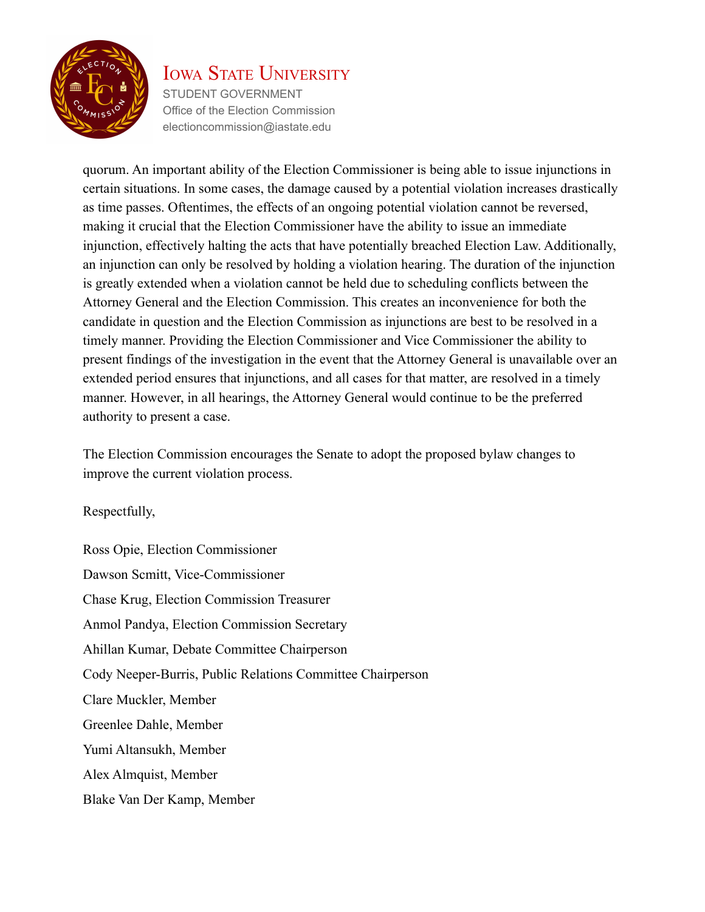quorum. An important ability of the Election Commissioner is being able to issue injunctions in certain situations. In some cases, the damage caused by a potential violation increases drastically as time passes. Oftentimes, the effects of an ongoing potential violation cannot be reversed, making it crucial that the Election Commissioner have the ability to issue an immediate injunction, effectively halting the acts that have potentially breached Election Law. Additionally, an injunction can only be resolved by holding a violation hearing. The duration of the injunction is greatly extended when a violation cannot be held due to scheduling conflicts between the Attorney General and the Election Commission. This creates an inconvenience for both the candidate in question and the Election Commission as injunctions are best to be resolved in a timely manner. Providing the Election Commissioner and Vice Commissioner the ability to present findings of the investigation in the event that the Attorney General is unavailable over an extended period ensures that injunctions, and all cases for that matter, are resolved in a timely manner. However, in all hearings, the Attorney General would continue to be the preferred authority to present a case.

The Election Commission encourages the Senate to adopt the proposed bylaw changes to improve the current violation process.

Respectfully,

Ross Opie, Election Commissioner

Dawson Scmitt, Vice-Commissioner

Chase Krug, Election Commission Treasurer

Anmol Pandya, Election Commission Secretary

Ahillan Kumar, Debate Committee Chairperson

Cody Neeper-Burris, Public Relations Committee Chairperson

Clare Muckler, Member

Greenlee Dahle, Member

Yumi Altansukh, Member

Alex Almquist, Member

Blake Van Der Kamp, Member